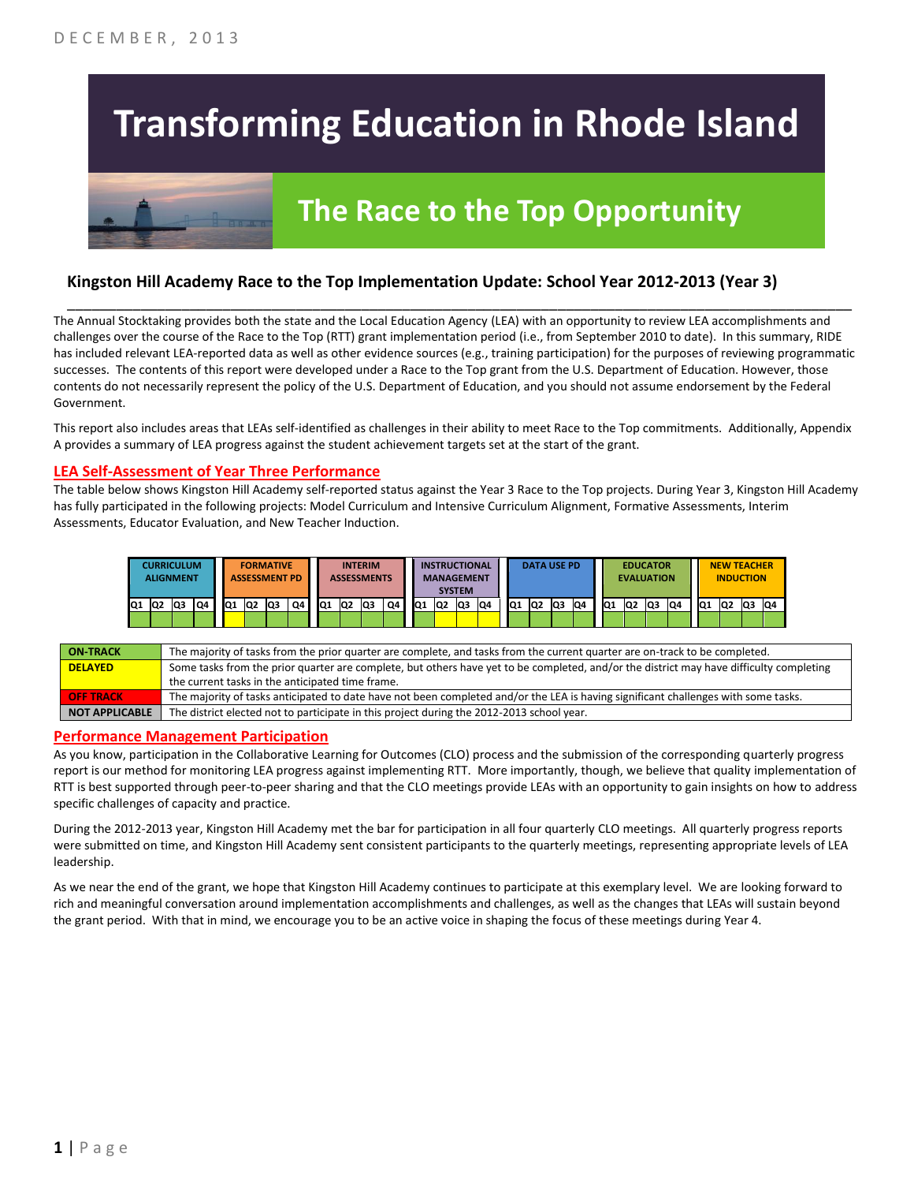DECEMBER, 2013

# Transforming Education in Rhode Island

## The Race to the Top Opportunity

### Kingston Hill Academy Race to the Top Implementation Update: School Year 2012-2013 (Year 3)

The Annual Stocktaking provides both the state and the Local Education Agency (LEA) with an opportunity to review LEA accomplishments and challenges over the course of the Race to the Top (RTT) grant implementation period (i.e., from September 2010 to date). In this summary, RIDE has included relevant LEA-reported data as well as other evidence sources (e.g., training participation) for the purposes of reviewing programmatic successes. The contents of this report were developed under a Race to the Top grant from the U.S. Department of Education. However, those contents do not necessarily represent the policy of the U.S. Department of Education, and you should not assume endorsement by the Federal Government.

This report also includes areas that LEAs self-identified as challenges in their ability to meet Race to the Top commitments. Additionally, Appendix A provides a summary of LEA progress against the student achievement targets set at the start of the grant.

## LEA Self-Assessment of Year Three Performance

The table below shows Kingston Hill Academy self-reported status against the Year 3 Race to the Top projects. During Year 3, Kingston Hill Academy has fully participated in the following projects: Model Curriculum and Intensive Curriculum Alignment, Formative Assessments, Interim Assessments, Educator Evaluation, and New Teacher Induction.

| CURRICULUM ALIGNMENT | | | | FORMATIVE ASSESSMENT PD | | | | INTERIM ASSESSMENTS | | | | INSTRUCTIONAL MANAGEMENT SYSTEM | | | | DATA USE PD | | | | EDUCATOR EVALUATION | | | | NEW TEACHER INDUCTION | | | |
|---|---|---|---|---|---|---|---|---|---|---|---|---|---|---|---|---|---|---|---|---|---|---|---|---|---|---|---|
| Q1 | Q2 | Q3 | Q4 | Q1 | Q2 | Q3 | Q4 | Q1 | Q2 | Q3 | Q4 | Q1 | Q2 | Q3 | Q4 | Q1 | Q2 | Q3 | Q4 | Q1 | Q2 | Q3 | Q4 | Q1 | Q2 | Q3 | Q4 |
| On-Track | On-Track | On-Track | On-Track | Delayed | On-Track | On-Track | On-Track | On-Track | On-Track | On-Track | On-Track | On-Track | Delayed | Delayed | Delayed | On-Track | On-Track | On-Track | On-Track | On-Track | On-Track | On-Track | On-Track | On-Track | On-Track | On-Track | On-Track |

| | |
|---|---|
| **ON-TRACK** | The majority of tasks from the prior quarter are complete, and tasks from the current quarter are on-track to be completed. |
| **DELAYED** | Some tasks from the prior quarter are complete, but others have yet to be completed, and/or the district may have difficulty completing the current tasks in the anticipated time frame. |
| **OFF TRACK** | The majority of tasks anticipated to date have not been completed and/or the LEA is having significant challenges with some tasks. |
| **NOT APPLICABLE** | The district elected not to participate in this project during the 2012-2013 school year. |

## Performance Management Participation

As you know, participation in the Collaborative Learning for Outcomes (CLO) process and the submission of the corresponding quarterly progress report is our method for monitoring LEA progress against implementing RTT. More importantly, though, we believe that quality implementation of RTT is best supported through peer-to-peer sharing and that the CLO meetings provide LEAs with an opportunity to gain insights on how to address specific challenges of capacity and practice.

During the 2012-2013 year, Kingston Hill Academy met the bar for participation in all four quarterly CLO meetings. All quarterly progress reports were submitted on time, and Kingston Hill Academy sent consistent participants to the quarterly meetings, representing appropriate levels of LEA leadership.

As we near the end of the grant, we hope that Kingston Hill Academy continues to participate at this exemplary level. We are looking forward to rich and meaningful conversation around implementation accomplishments and challenges, as well as the changes that LEAs will sustain beyond the grant period. With that in mind, we encourage you to be an active voice in shaping the focus of these meetings during Year 4.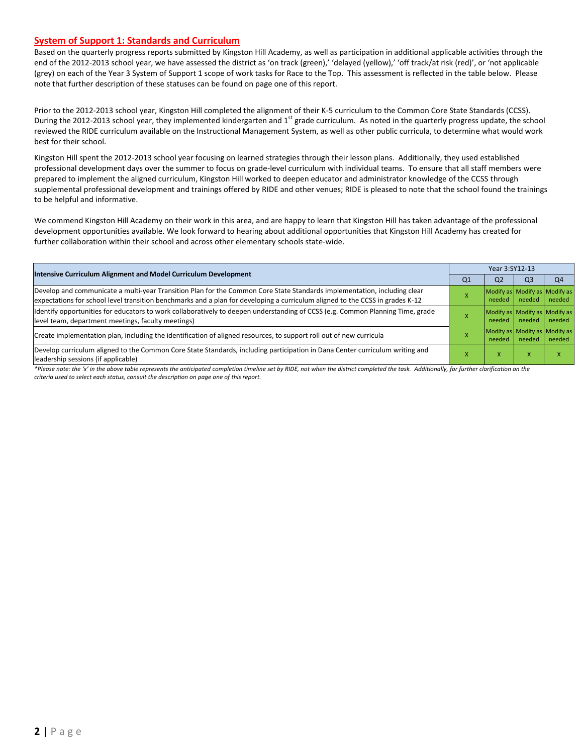## System of Support 1: Standards and Curriculum

Based on the quarterly progress reports submitted by Kingston Hill Academy, as well as participation in additional applicable activities through the end of the 2012-2013 school year, we have assessed the district as 'on track (green),' 'delayed (yellow),' 'off track/at risk (red)', or 'not applicable (grey) on each of the Year 3 System of Support 1 scope of work tasks for Race to the Top. This assessment is reflected in the table below. Please note that further description of these statuses can be found on page one of this report.

Prior to the 2012-2013 school year, Kingston Hill completed the alignment of their K-5 curriculum to the Common Core State Standards (CCSS). During the 2012-2013 school year, they implemented kindergarten and 1st grade curriculum. As noted in the quarterly progress update, the school reviewed the RIDE curriculum available on the Instructional Management System, as well as other public curricula, to determine what would work best for their school.

Kingston Hill spent the 2012-2013 school year focusing on learned strategies through their lesson plans. Additionally, they used established professional development days over the summer to focus on grade-level curriculum with individual teams. To ensure that all staff members were prepared to implement the aligned curriculum, Kingston Hill worked to deepen educator and administrator knowledge of the CCSS through supplemental professional development and trainings offered by RIDE and other venues; RIDE is pleased to note that the school found the trainings to be helpful and informative.

We commend Kingston Hill Academy on their work in this area, and are happy to learn that Kingston Hill has taken advantage of the professional development opportunities available. We look forward to hearing about additional opportunities that Kingston Hill Academy has created for further collaboration within their school and across other elementary schools state-wide.

| Intensive Curriculum Alignment and Model Curriculum Development | Year 3:SY12-13 | | | |
|---|---|---|---|---|
| | Q1 | Q2 | Q3 | Q4 |
| Develop and communicate a multi-year Transition Plan for the Common Core State Standards implementation, including clear expectations for school level transition benchmarks and a plan for developing a curriculum aligned to the CCSS in grades K-12 | X | Modify as needed | Modify as needed | Modify as needed |
| Identify opportunities for educators to work collaboratively to deepen understanding of CCSS (e.g. Common Planning Time, grade level team, department meetings, faculty meetings) | X | Modify as needed | Modify as needed | Modify as needed |
| Create implementation plan, including the identification of aligned resources, to support roll out of new curricula | X | Modify as needed | Modify as needed | Modify as needed |
| Develop curriculum aligned to the Common Core State Standards, including participation in Dana Center curriculum writing and leadership sessions (if applicable) | X | X | X | X |

*\*Please note: the 'x' in the above table represents the anticipated completion timeline set by RIDE, not when the district completed the task. Additionally, for further clarification on the criteria used to select each status, consult the description on page one of this report.*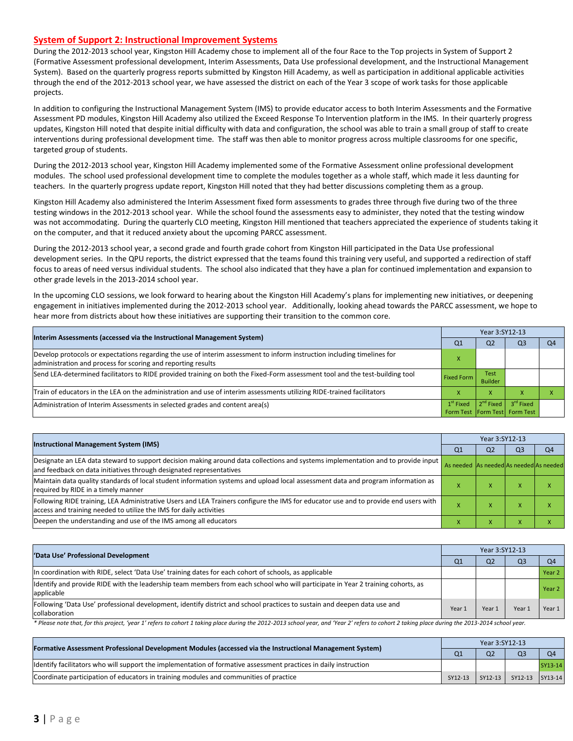## System of Support 2: Instructional Improvement Systems

During the 2012-2013 school year, Kingston Hill Academy chose to implement all of the four Race to the Top projects in System of Support 2 (Formative Assessment professional development, Interim Assessments, Data Use professional development, and the Instructional Management System). Based on the quarterly progress reports submitted by Kingston Hill Academy, as well as participation in additional applicable activities through the end of the 2012-2013 school year, we have assessed the district on each of the Year 3 scope of work tasks for those applicable projects.

In addition to configuring the Instructional Management System (IMS) to provide educator access to both Interim Assessments and the Formative Assessment PD modules, Kingston Hill Academy also utilized the Exceed Response To Intervention platform in the IMS. In their quarterly progress updates, Kingston Hill noted that despite initial difficulty with data and configuration, the school was able to train a small group of staff to create interventions during professional development time. The staff was then able to monitor progress across multiple classrooms for one specific, targeted group of students.

During the 2012-2013 school year, Kingston Hill Academy implemented some of the Formative Assessment online professional development modules. The school used professional development time to complete the modules together as a whole staff, which made it less daunting for teachers. In the quarterly progress update report, Kingston Hill noted that they had better discussions completing them as a group.

Kingston Hill Academy also administered the Interim Assessment fixed form assessments to grades three through five during two of the three testing windows in the 2012-2013 school year. While the school found the assessments easy to administer, they noted that the testing window was not accommodating. During the quarterly CLO meeting, Kingston Hill mentioned that teachers appreciated the experience of students taking it on the computer, and that it reduced anxiety about the upcoming PARCC assessment.

During the 2012-2013 school year, a second grade and fourth grade cohort from Kingston Hill participated in the Data Use professional development series. In the QPU reports, the district expressed that the teams found this training very useful, and supported a redirection of staff focus to areas of need versus individual students. The school also indicated that they have a plan for continued implementation and expansion to other grade levels in the 2013-2014 school year.

In the upcoming CLO sessions, we look forward to hearing about the Kingston Hill Academy's plans for implementing new initiatives, or deepening engagement in initiatives implemented during the 2012-2013 school year. Additionally, looking ahead towards the PARCC assessment, we hope to hear more from districts about how these initiatives are supporting their transition to the common core.

| Interim Assessments (accessed via the Instructional Management System) | Year 3:SY12-13 | | | |
|---|---|---|---|---|
| | Q1 | Q2 | Q3 | Q4 |
| Develop protocols or expectations regarding the use of interim assessment to inform instruction including timelines for administration and process for scoring and reporting results | X | | | |
| Send LEA-determined facilitators to RIDE provided training on both the Fixed-Form assessment tool and the test-building tool | Fixed Form | Test Builder | | |
| Train of educators in the LEA on the administration and use of interim assessments utilizing RIDE-trained facilitators | X | X | X | X |
| Administration of Interim Assessments in selected grades and content area(s) | 1st Fixed Form Test | 2nd Fixed Form Test | 3rd Fixed Form Test | |

| Instructional Management System (IMS) | Year 3:SY12-13 | | | |
|---|---|---|---|---|
| | Q1 | Q2 | Q3 | Q4 |
| Designate an LEA data steward to support decision making around data collections and systems implementation and to provide input and feedback on data initiatives through designated representatives | As needed | As needed | As needed | As needed |
| Maintain data quality standards of local student information systems and upload local assessment data and program information as required by RIDE in a timely manner | X | X | X | X |
| Following RIDE training, LEA Administrative Users and LEA Trainers configure the IMS for educator use and to provide end users with access and training needed to utilize the IMS for daily activities | X | X | X | X |
| Deepen the understanding and use of the IMS among all educators | X | X | X | X |

| 'Data Use' Professional Development | Year 3:SY12-13 | | | |
|---|---|---|---|---|
| | Q1 | Q2 | Q3 | Q4 |
| In coordination with RIDE, select 'Data Use' training dates for each cohort of schools, as applicable | | | | Year 2 |
| Identify and provide RIDE with the leadership team members from each school who will participate in Year 2 training cohorts, as applicable | | | | Year 2 |
| Following 'Data Use' professional development, identify district and school practices to sustain and deepen data use and collaboration | Year 1 | Year 1 | Year 1 | Year 1 |

*\* Please note that, for this project, 'year 1' refers to cohort 1 taking place during the 2012-2013 school year, and 'Year 2' refers to cohort 2 taking place during the 2013-2014 school year.*

| Formative Assessment Professional Development Modules (accessed via the Instructional Management System) | Year 3:SY12-13 | | | |
|---|---|---|---|---|
| | Q1 | Q2 | Q3 | Q4 |
| Identify facilitators who will support the implementation of formative assessment practices in daily instruction | | | | SY13-14 |
| Coordinate participation of educators in training modules and communities of practice | SY12-13 | SY12-13 | SY12-13 | SY13-14 |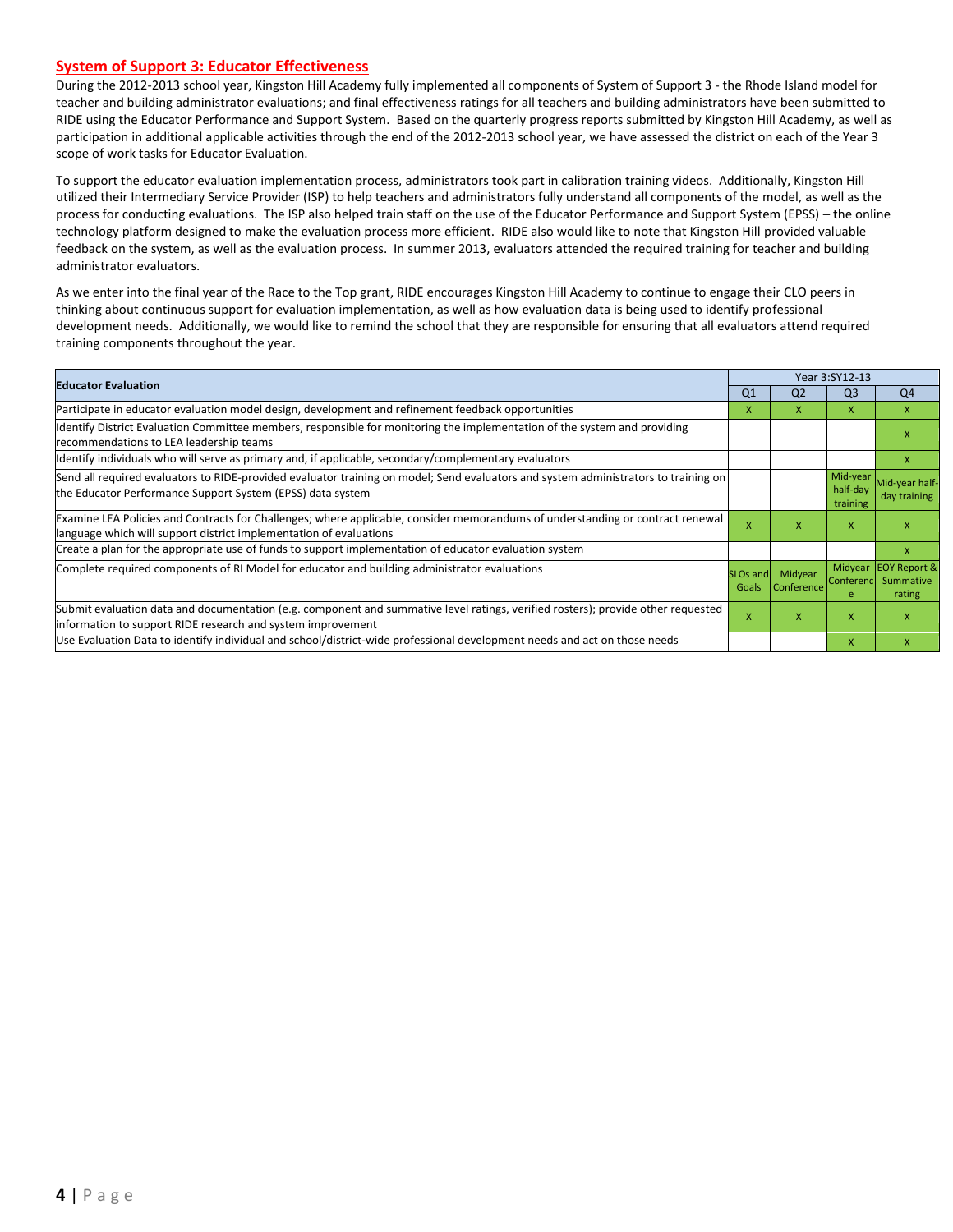## System of Support 3: Educator Effectiveness

During the 2012-2013 school year, Kingston Hill Academy fully implemented all components of System of Support 3 - the Rhode Island model for teacher and building administrator evaluations; and final effectiveness ratings for all teachers and building administrators have been submitted to RIDE using the Educator Performance and Support System. Based on the quarterly progress reports submitted by Kingston Hill Academy, as well as participation in additional applicable activities through the end of the 2012-2013 school year, we have assessed the district on each of the Year 3 scope of work tasks for Educator Evaluation.

To support the educator evaluation implementation process, administrators took part in calibration training videos. Additionally, Kingston Hill utilized their Intermediary Service Provider (ISP) to help teachers and administrators fully understand all components of the model, as well as the process for conducting evaluations. The ISP also helped train staff on the use of the Educator Performance and Support System (EPSS) – the online technology platform designed to make the evaluation process more efficient. RIDE also would like to note that Kingston Hill provided valuable feedback on the system, as well as the evaluation process. In summer 2013, evaluators attended the required training for teacher and building administrator evaluators.

As we enter into the final year of the Race to the Top grant, RIDE encourages Kingston Hill Academy to continue to engage their CLO peers in thinking about continuous support for evaluation implementation, as well as how evaluation data is being used to identify professional development needs. Additionally, we would like to remind the school that they are responsible for ensuring that all evaluators attend required training components throughout the year.

| Educator Evaluation | Year 3:SY12-13 | | | |
|---|---|---|---|---|
| | Q1 | Q2 | Q3 | Q4 |
| Participate in educator evaluation model design, development and refinement feedback opportunities | x | x | x | x |
| Identify District Evaluation Committee members, responsible for monitoring the implementation of the system and providing recommendations to LEA leadership teams | | | | x |
| Identify individuals who will serve as primary and, if applicable, secondary/complementary evaluators | | | | x |
| Send all required evaluators to RIDE-provided evaluator training on model; Send evaluators and system administrators to training on the Educator Performance Support System (EPSS) data system | | | Mid-year half-day training | Mid-year half-day training |
| Examine LEA Policies and Contracts for Challenges; where applicable, consider memorandums of understanding or contract renewal language which will support district implementation of evaluations | x | x | x | x |
| Create a plan for the appropriate use of funds to support implementation of educator evaluation system | | | | x |
| Complete required components of RI Model for educator and building administrator evaluations | SLOs and Goals | Midyear Conference | Midyear Conference | EOY Report & Summative rating |
| Submit evaluation data and documentation (e.g. component and summative level ratings, verified rosters); provide other requested information to support RIDE research and system improvement | x | x | x | x |
| Use Evaluation Data to identify individual and school/district-wide professional development needs and act on those needs | | | x | x |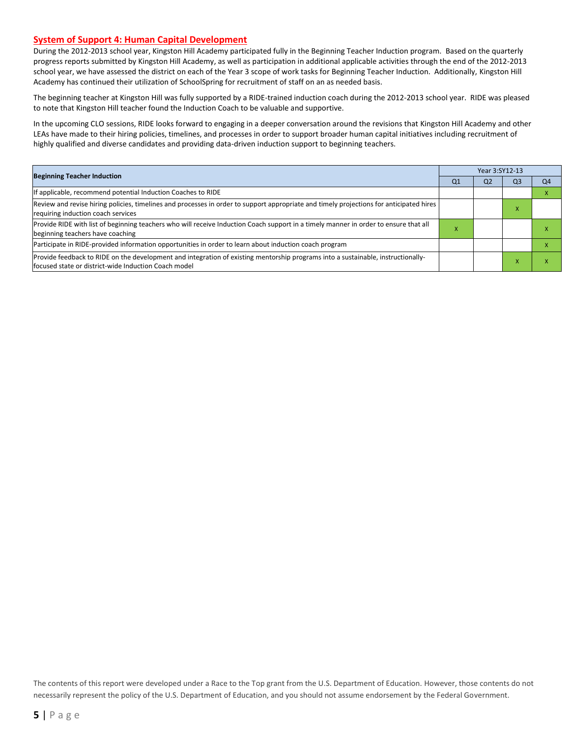## System of Support 4: Human Capital Development

During the 2012-2013 school year, Kingston Hill Academy participated fully in the Beginning Teacher Induction program. Based on the quarterly progress reports submitted by Kingston Hill Academy, as well as participation in additional applicable activities through the end of the 2012-2013 school year, we have assessed the district on each of the Year 3 scope of work tasks for Beginning Teacher Induction. Additionally, Kingston Hill Academy has continued their utilization of SchoolSpring for recruitment of staff on an as needed basis.

The beginning teacher at Kingston Hill was fully supported by a RIDE-trained induction coach during the 2012-2013 school year. RIDE was pleased to note that Kingston Hill teacher found the Induction Coach to be valuable and supportive.

In the upcoming CLO sessions, RIDE looks forward to engaging in a deeper conversation around the revisions that Kingston Hill Academy and other LEAs have made to their hiring policies, timelines, and processes in order to support broader human capital initiatives including recruitment of highly qualified and diverse candidates and providing data-driven induction support to beginning teachers.

| Beginning Teacher Induction | Year 3:SY12-13 | | | |
|---|---|---|---|---|
| | Q1 | Q2 | Q3 | Q4 |
| If applicable, recommend potential Induction Coaches to RIDE | | | | x |
| Review and revise hiring policies, timelines and processes in order to support appropriate and timely projections for anticipated hires requiring induction coach services | | | x | |
| Provide RIDE with list of beginning teachers who will receive Induction Coach support in a timely manner in order to ensure that all beginning teachers have coaching | x | | | x |
| Participate in RIDE-provided information opportunities in order to learn about induction coach program | | | | x |
| Provide feedback to RIDE on the development and integration of existing mentorship programs into a sustainable, instructionally-focused state or district-wide Induction Coach model | | | x | x |

The contents of this report were developed under a Race to the Top grant from the U.S. Department of Education. However, those contents do not necessarily represent the policy of the U.S. Department of Education, and you should not assume endorsement by the Federal Government.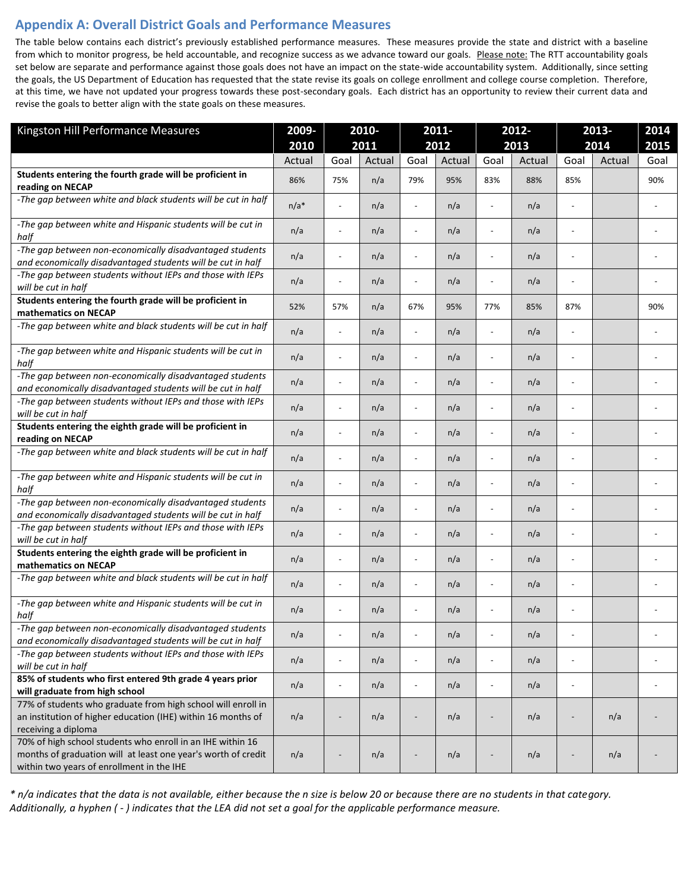## Appendix A: Overall District Goals and Performance Measures

The table below contains each district's previously established performance measures. These measures provide the state and district with a baseline from which to monitor progress, be held accountable, and recognize success as we advance toward our goals. Please note: The RTT accountability goals set below are separate and performance against those goals does not have an impact on the state-wide accountability system. Additionally, since setting the goals, the US Department of Education has requested that the state revise its goals on college enrollment and college course completion. Therefore, at this time, we have not updated your progress towards these post-secondary goals. Each district has an opportunity to review their current data and revise the goals to better align with the state goals on these measures.

| Kingston Hill Performance Measures | 2009-2010 | 2010-2011 | | 2011-2012 | | 2012-2013 | | 2013-2014 | | 2014 2015 |
|---|---|---|---|---|---|---|---|---|---|---|
| | Actual | Goal | Actual | Goal | Actual | Goal | Actual | Goal | Actual | Goal |
| **Students entering the fourth grade will be proficient in reading on NECAP** | 86% | 75% | n/a | 79% | 95% | 83% | 88% | 85% | | 90% |
| *-The gap between white and black students will be cut in half* | n/a* | - | n/a | - | n/a | - | n/a | - | | - |
| *-The gap between white and Hispanic students will be cut in half* | n/a | - | n/a | - | n/a | - | n/a | - | | - |
| *-The gap between non-economically disadvantaged students and economically disadvantaged students will be cut in half* | n/a | - | n/a | - | n/a | - | n/a | - | | - |
| *-The gap between students without IEPs and those with IEPs will be cut in half* | n/a | - | n/a | - | n/a | - | n/a | - | | - |
| **Students entering the fourth grade will be proficient in mathematics on NECAP** | 52% | 57% | n/a | 67% | 95% | 77% | 85% | 87% | | 90% |
| *-The gap between white and black students will be cut in half* | n/a | - | n/a | - | n/a | - | n/a | - | | - |
| *-The gap between white and Hispanic students will be cut in half* | n/a | - | n/a | - | n/a | - | n/a | - | | - |
| *-The gap between non-economically disadvantaged students and economically disadvantaged students will be cut in half* | n/a | - | n/a | - | n/a | - | n/a | - | | - |
| *-The gap between students without IEPs and those with IEPs will be cut in half* | n/a | - | n/a | - | n/a | - | n/a | - | | - |
| **Students entering the eighth grade will be proficient in reading on NECAP** | n/a | - | n/a | - | n/a | - | n/a | - | | - |
| *-The gap between white and black students will be cut in half* | n/a | - | n/a | - | n/a | - | n/a | - | | - |
| *-The gap between white and Hispanic students will be cut in half* | n/a | - | n/a | - | n/a | - | n/a | - | | - |
| *-The gap between non-economically disadvantaged students and economically disadvantaged students will be cut in half* | n/a | - | n/a | - | n/a | - | n/a | - | | - |
| *-The gap between students without IEPs and those with IEPs will be cut in half* | n/a | - | n/a | - | n/a | - | n/a | - | | - |
| **Students entering the eighth grade will be proficient in mathematics on NECAP** | n/a | - | n/a | - | n/a | - | n/a | - | | - |
| *-The gap between white and black students will be cut in half* | n/a | - | n/a | - | n/a | - | n/a | - | | - |
| *-The gap between white and Hispanic students will be cut in half* | n/a | - | n/a | - | n/a | - | n/a | - | | - |
| *-The gap between non-economically disadvantaged students and economically disadvantaged students will be cut in half* | n/a | - | n/a | - | n/a | - | n/a | - | | - |
| *-The gap between students without IEPs and those with IEPs will be cut in half* | n/a | - | n/a | - | n/a | - | n/a | - | | - |
| **85% of students who first entered 9th grade 4 years prior will graduate from high school** | n/a | - | n/a | - | n/a | - | n/a | - | | - |
| 77% of students who graduate from high school will enroll in an institution of higher education (IHE) within 16 months of receiving a diploma | n/a | - | n/a | - | n/a | - | n/a | - | n/a | - |
| 70% of high school students who enroll in an IHE within 16 months of graduation will at least one year's worth of credit within two years of enrollment in the IHE | n/a | - | n/a | - | n/a | - | n/a | - | n/a | - |

*\* n/a indicates that the data is not available, either because the n size is below 20 or because there are no students in that category. Additionally, a hyphen ( - ) indicates that the LEA did not set a goal for the applicable performance measure.*